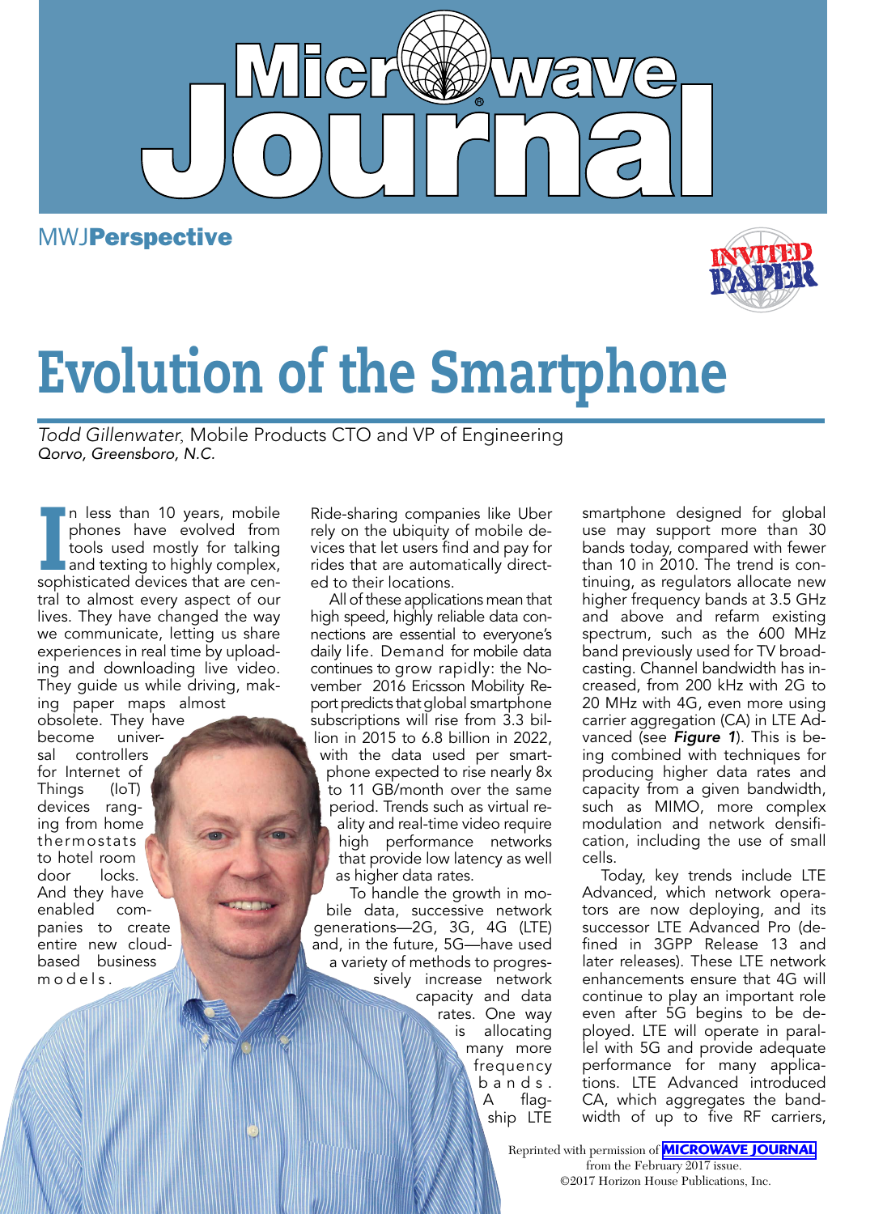MWJ**Perspective**

INVITED PAPER

# Evolution of the Smartphone

*Todd Gillenwater*, Mobile Products CTO and VP of Engineering
*Qorvo, Greensboro, N.C.*

In less than 10 years, mobile phones have evolved from tools used mostly for talking and texting to highly complex, sophisticated devices that are central to almost every aspect of our lives. They have changed the way we communicate, letting us share experiences in real time by uploading and downloading live video. They guide us while driving, making paper maps almost obsolete. They have become universal controllers for Internet of Things (IoT) devices ranging from home thermostats to hotel room door locks. And they have enabled companies to create entire new cloud-based business models. Ride-sharing companies like Uber rely on the ubiquity of mobile devices that let users find and pay for rides that are automatically directed to their locations.

All of these applications mean that high speed, highly reliable data connections are essential to everyone's daily life. Demand for mobile data continues to grow rapidly: the November 2016 Ericsson Mobility Report predicts that global smartphone subscriptions will rise from 3.3 billion in 2015 to 6.8 billion in 2022, with the data used per smartphone expected to rise nearly 8x to 11 GB/month over the same period. Trends such as virtual reality and real-time video require high performance networks that provide low latency as well as higher data rates.

To handle the growth in mobile data, successive network generations—2G, 3G, 4G (LTE) and, in the future, 5G—have used a variety of methods to progressively increase network capacity and data rates. One way is allocating many more frequency bands. A flagship LTE smartphone designed for global use may support more than 30 bands today, compared with fewer than 10 in 2010. The trend is continuing, as regulators allocate new higher frequency bands at 3.5 GHz and above and refarm existing spectrum, such as the 600 MHz band previously used for TV broadcasting. Channel bandwidth has increased, from 200 kHz with 2G to 20 MHz with 4G, even more using carrier aggregation (CA) in LTE Advanced (see ***Figure 1***). This is being combined with techniques for producing higher data rates and capacity from a given bandwidth, such as MIMO, more complex modulation and network densification, including the use of small cells.

Today, key trends include LTE Advanced, which network operators are now deploying, and its successor LTE Advanced Pro (defined in 3GPP Release 13 and later releases). These LTE network enhancements ensure that 4G will continue to play an important role even after 5G begins to be deployed. LTE will operate in parallel with 5G and provide adequate performance for many applications. LTE Advanced introduced CA, which aggregates the bandwidth of up to five RF carriers,

Reprinted with permission of MICROWAVE JOURNAL from the February 2017 issue.
©2017 Horizon House Publications, Inc.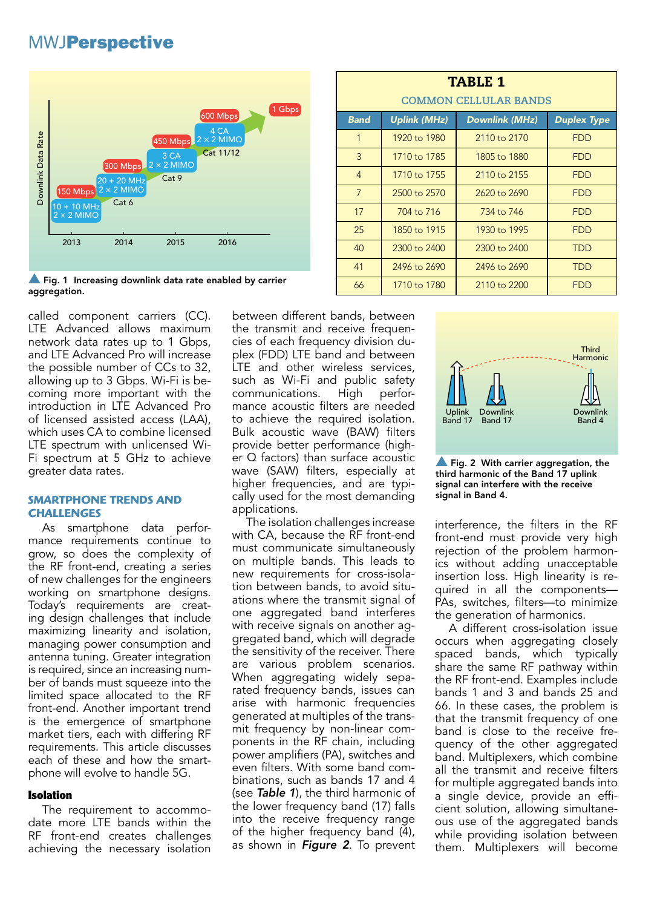Fig. 1 Increasing downlink data rate enabled by carrier aggregation.

**TABLE 1**

**COMMON CELLULAR BANDS**

| Band | Uplink (MHz) | Downlink (MHz) | Duplex Type |
|---|---|---|---|
| 1 | 1920 to 1980 | 2110 to 2170 | FDD |
| 3 | 1710 to 1785 | 1805 to 1880 | FDD |
| 4 | 1710 to 1755 | 2110 to 2155 | FDD |
| 7 | 2500 to 2570 | 2620 to 2690 | FDD |
| 17 | 704 to 716 | 734 to 746 | FDD |
| 25 | 1850 to 1915 | 1930 to 1995 | FDD |
| 40 | 2300 to 2400 | 2300 to 2400 | TDD |
| 41 | 2496 to 2690 | 2496 to 2690 | TDD |
| 66 | 1710 to 1780 | 2110 to 2200 | FDD |

called component carriers (CC). LTE Advanced allows maximum network data rates up to 1 Gbps, and LTE Advanced Pro will increase the possible number of CCs to 32, allowing up to 3 Gbps. Wi-Fi is becoming more important with the introduction in LTE Advanced Pro of licensed assisted access (LAA), which uses CA to combine licensed LTE spectrum with unlicensed Wi-Fi spectrum at 5 GHz to achieve greater data rates.

## SMARTPHONE TRENDS AND CHALLENGES

As smartphone data performance requirements continue to grow, so does the complexity of the RF front-end, creating a series of new challenges for the engineers working on smartphone designs. Today's requirements are creating design challenges that include maximizing linearity and isolation, managing power consumption and antenna tuning. Greater integration is required, since an increasing number of bands must squeeze into the limited space allocated to the RF front-end. Another important trend is the emergence of smartphone market tiers, each with differing RF requirements. This article discusses each of these and how the smartphone will evolve to handle 5G.

### Isolation

The requirement to accommodate more LTE bands within the RF front-end creates challenges achieving the necessary isolation between different bands, between the transmit and receive frequencies of each frequency division duplex (FDD) LTE band and between LTE and other wireless services, such as Wi-Fi and public safety communications. High performance acoustic filters are needed to achieve the required isolation. Bulk acoustic wave (BAW) filters provide better performance (higher Q factors) than surface acoustic wave (SAW) filters, especially at higher frequencies, and are typically used for the most demanding applications.

The isolation challenges increase with CA, because the RF front-end must communicate simultaneously on multiple bands. This leads to new requirements for cross-isolation between bands, to avoid situations where the transmit signal of one aggregated band interferes with receive signals on another aggregated band, which will degrade the sensitivity of the receiver. There are various problem scenarios. When aggregating widely separated frequency bands, issues can arise with harmonic frequencies generated at multiples of the transmit frequency by non-linear components in the RF chain, including power amplifiers (PA), switches and even filters. With some band combinations, such as bands 17 and 4 (see ***Table 1***), the third harmonic of the lower frequency band (17) falls into the receive frequency range of the higher frequency band (4), as shown in ***Figure 2***. To prevent interference, the filters in the RF front-end must provide very high rejection of the problem harmonics without adding unacceptable insertion loss. High linearity is required in all the components—PAs, switches, filters—to minimize the generation of harmonics.

Fig. 2 With carrier aggregation, the third harmonic of the Band 17 uplink signal can interfere with the receive signal in Band 4.

A different cross-isolation issue occurs when aggregating closely spaced bands, which typically share the same RF pathway within the RF front-end. Examples include bands 1 and 3 and bands 25 and 66. In these cases, the problem is that the transmit frequency of one band is close to the receive frequency of the other aggregated band. Multiplexers, which combine all the transmit and receive filters for multiple aggregated bands into a single device, provide an efficient solution, allowing simultaneous use of the aggregated bands while providing isolation between them. Multiplexers will become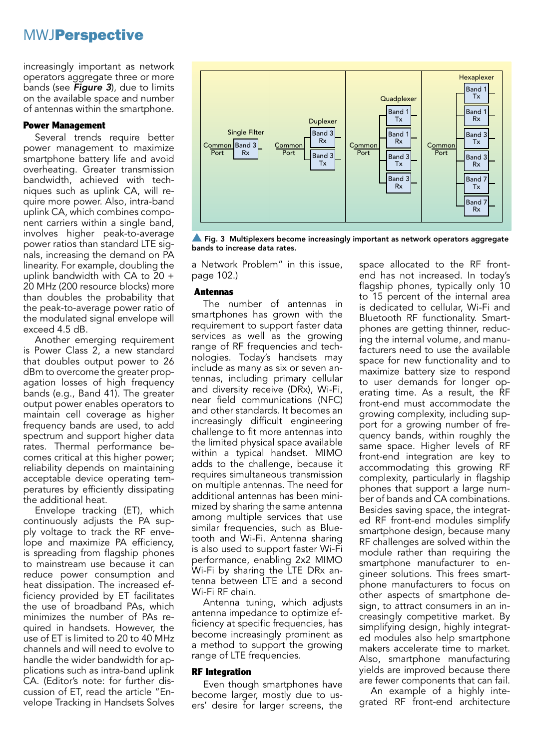increasingly important as network operators aggregate three or more bands (see ***Figure 3***), due to limits on the available space and number of antennas within the smartphone.

### Power Management

Several trends require better power management to maximize smartphone battery life and avoid overheating. Greater transmission bandwidth, achieved with techniques such as uplink CA, will require more power. Also, intra-band uplink CA, which combines component carriers within a single band, involves higher peak-to-average power ratios than standard LTE signals, increasing the demand on PA linearity. For example, doubling the uplink bandwidth with CA to 20 + 20 MHz (200 resource blocks) more than doubles the probability that the peak-to-average power ratio of the modulated signal envelope will exceed 4.5 dB.

Another emerging requirement is Power Class 2, a new standard that doubles output power to 26 dBm to overcome the greater propagation losses of high frequency bands (e.g., Band 41). The greater output power enables operators to maintain cell coverage as higher frequency bands are used, to add spectrum and support higher data rates. Thermal performance becomes critical at this higher power; reliability depends on maintaining acceptable device operating temperatures by efficiently dissipating the additional heat.

Envelope tracking (ET), which continuously adjusts the PA supply voltage to track the RF envelope and maximize PA efficiency, is spreading from flagship phones to mainstream use because it can reduce power consumption and heat dissipation. The increased efficiency provided by ET facilitates the use of broadband PAs, which minimizes the number of PAs required in handsets. However, the use of ET is limited to 20 to 40 MHz channels and will need to evolve to handle the wider bandwidth for applications such as intra-band uplink CA. (Editor's note: for further discussion of ET, read the article "Envelope Tracking in Handsets Solves a Network Problem" in this issue, page 102.)

Single Filter: Common Port → Band 3 Rx

Duplexer: Common Port → Band 3 Rx, Band 3 Tx

Quadplexer: Common Port → Band 1 Tx, Band 1 Rx, Band 3 Tx, Band 3 Rx

Hexaplexer: Common Port → Band 1 Tx, Band 1 Rx, Band 3 Tx, Band 3 Rx, Band 7 Tx, Band 7 Rx

▲ **Fig. 3 Multiplexers become increasingly important as network operators aggregate bands to increase data rates.**

### Antennas

The number of antennas in smartphones has grown with the requirement to support faster data services as well as the growing range of RF frequencies and technologies. Today's handsets may include as many as six or seven antennas, including primary cellular and diversity receive (DRx), Wi-Fi, near field communications (NFC) and other standards. It becomes an increasingly difficult engineering challenge to fit more antennas into the limited physical space available within a typical handset. MIMO adds to the challenge, because it requires simultaneous transmission on multiple antennas. The need for additional antennas has been minimized by sharing the same antenna among multiple services that use similar frequencies, such as Bluetooth and Wi-Fi. Antenna sharing is also used to support faster Wi-Fi performance, enabling 2x2 MIMO Wi-Fi by sharing the LTE DRx antenna between LTE and a second Wi-Fi RF chain.

Antenna tuning, which adjusts antenna impedance to optimize efficiency at specific frequencies, has become increasingly prominent as a method to support the growing range of LTE frequencies.

### RF Integration

Even though smartphones have become larger, mostly due to users' desire for larger screens, the space allocated to the RF front-end has not increased. In today's flagship phones, typically only 10 to 15 percent of the internal area is dedicated to cellular, Wi-Fi and Bluetooth RF functionality. Smartphones are getting thinner, reducing the internal volume, and manufacturers need to use the available space for new functionality and to maximize battery size to respond to user demands for longer operating time. As a result, the RF front-end must accommodate the growing complexity, including support for a growing number of frequency bands, within roughly the same space. Higher levels of RF front-end integration are key to accommodating this growing RF complexity, particularly in flagship phones that support a large number of bands and CA combinations. Besides saving space, the integrated RF front-end modules simplify smartphone design, because many RF challenges are solved within the module rather than requiring the smartphone manufacturer to engineer solutions. This frees smartphone manufacturers to focus on other aspects of smartphone design, to attract consumers in an increasingly competitive market. By simplifying design, highly integrated modules also help smartphone makers accelerate time to market. Also, smartphone manufacturing yields are improved because there are fewer components that can fail.

An example of a highly integrated RF front-end architecture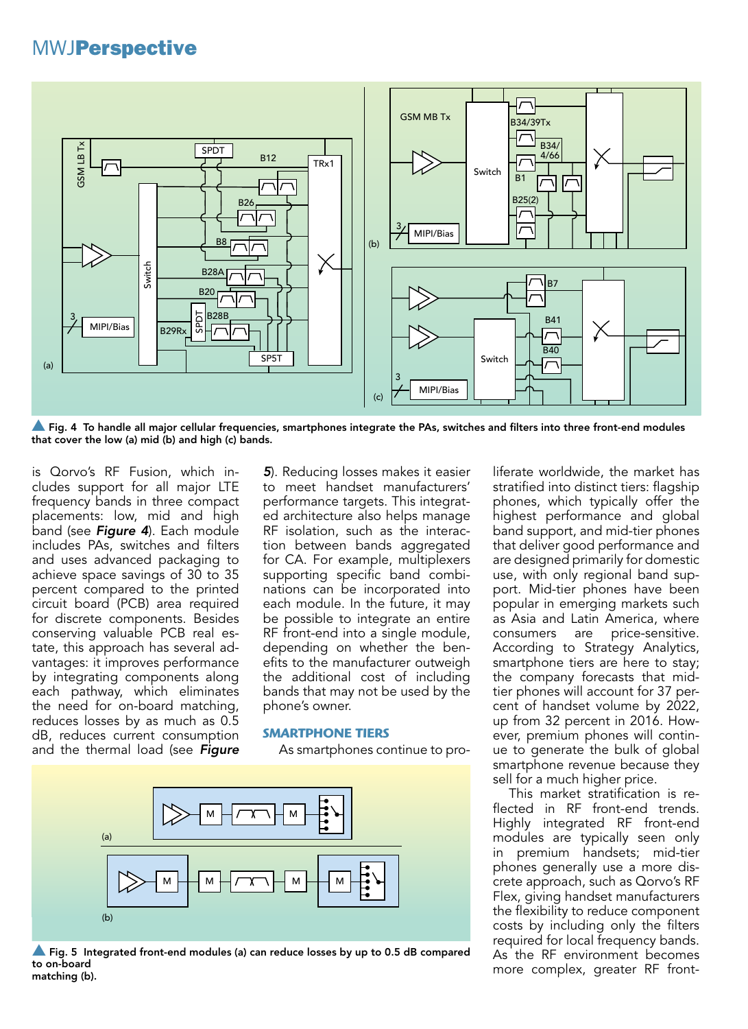▲ **Fig. 4** To handle all major cellular frequencies, smartphones integrate the PAs, switches and filters into three front-end modules that cover the low (a) mid (b) and high (c) bands.

is Qorvo's RF Fusion, which includes support for all major LTE frequency bands in three compact placements: low, mid and high band (see ***Figure 4***). Each module includes PAs, switches and filters and uses advanced packaging to achieve space savings of 30 to 35 percent compared to the printed circuit board (PCB) area required for discrete components. Besides conserving valuable PCB real estate, this approach has several advantages: it improves performance by integrating components along each pathway, which eliminates the need for on-board matching, reduces losses by as much as 0.5 dB, reduces current consumption and the thermal load (see ***Figure 5***). Reducing losses makes it easier to meet handset manufacturers' performance targets. This integrated architecture also helps manage RF isolation, such as the interaction between bands aggregated for CA. For example, multiplexers supporting specific band combinations can be incorporated into each module. In the future, it may be possible to integrate an entire RF front-end into a single module, depending on whether the benefits to the manufacturer outweigh the additional cost of including bands that may not be used by the phone's owner.

## SMARTPHONE TIERS

As smartphones continue to proliferate worldwide, the market has stratified into distinct tiers: flagship phones, which typically offer the highest performance and global band support, and mid-tier phones that deliver good performance and are designed primarily for domestic use, with only regional band support. Mid-tier phones have been popular in emerging markets such as Asia and Latin America, where consumers are price-sensitive. According to Strategy Analytics, smartphone tiers are here to stay; the company forecasts that mid-tier phones will account for 37 percent of handset volume by 2022, up from 32 percent in 2016. However, premium phones will continue to generate the bulk of global smartphone revenue because they sell for a much higher price.

This market stratification is reflected in RF front-end trends. Highly integrated RF front-end modules are typically seen only in premium handsets; mid-tier phones generally use a more discrete approach, such as Qorvo's RF Flex, giving handset manufacturers the flexibility to reduce component costs by including only the filters required for local frequency bands. As the RF environment becomes more complex, greater RF front-

▲ **Fig. 5** Integrated front-end modules (a) can reduce losses by up to 0.5 dB compared to on-board matching (b).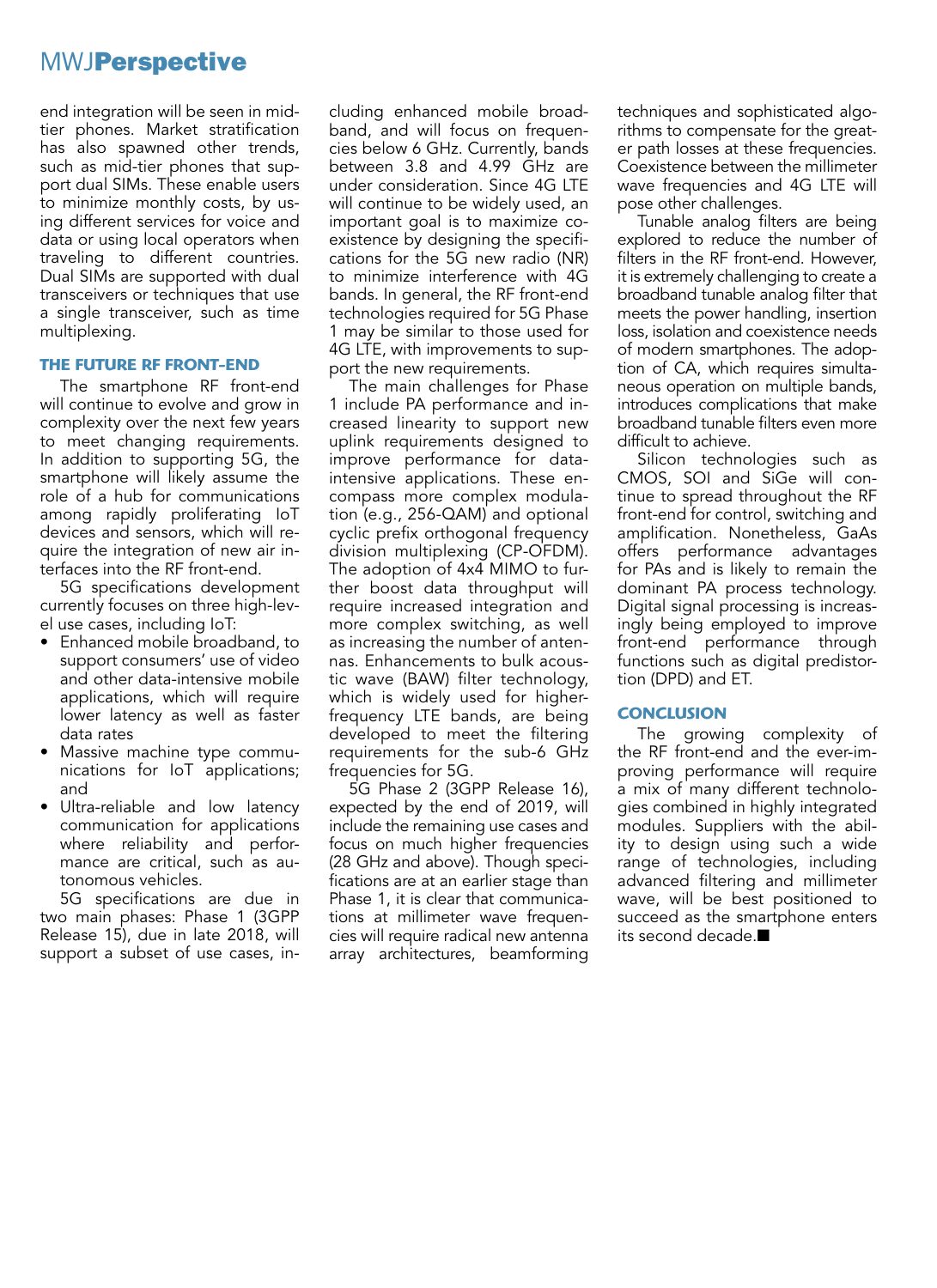end integration will be seen in mid-tier phones. Market stratification has also spawned other trends, such as mid-tier phones that support dual SIMs. These enable users to minimize monthly costs, by using different services for voice and data or using local operators when traveling to different countries. Dual SIMs are supported with dual transceivers or techniques that use a single transceiver, such as time multiplexing.

## THE FUTURE RF FRONT-END

The smartphone RF front-end will continue to evolve and grow in complexity over the next few years to meet changing requirements. In addition to supporting 5G, the smartphone will likely assume the role of a hub for communications among rapidly proliferating IoT devices and sensors, which will require the integration of new air interfaces into the RF front-end.

5G specifications development currently focuses on three high-level use cases, including IoT:

- Enhanced mobile broadband, to support consumers' use of video and other data-intensive mobile applications, which will require lower latency as well as faster data rates
- Massive machine type communications for IoT applications; and
- Ultra-reliable and low latency communication for applications where reliability and performance are critical, such as autonomous vehicles.

5G specifications are due in two main phases: Phase 1 (3GPP Release 15), due in late 2018, will support a subset of use cases, including enhanced mobile broadband, and will focus on frequencies below 6 GHz. Currently, bands between 3.8 and 4.99 GHz are under consideration. Since 4G LTE will continue to be widely used, an important goal is to maximize coexistence by designing the specifications for the 5G new radio (NR) to minimize interference with 4G bands. In general, the RF front-end technologies required for 5G Phase 1 may be similar to those used for 4G LTE, with improvements to support the new requirements.

The main challenges for Phase 1 include PA performance and increased linearity to support new uplink requirements designed to improve performance for data-intensive applications. These encompass more complex modulation (e.g., 256-QAM) and optional cyclic prefix orthogonal frequency division multiplexing (CP-OFDM). The adoption of 4x4 MIMO to further boost data throughput will require increased integration and more complex switching, as well as increasing the number of antennas. Enhancements to bulk acoustic wave (BAW) filter technology, which is widely used for higher-frequency LTE bands, are being developed to meet the filtering requirements for the sub-6 GHz frequencies for 5G.

5G Phase 2 (3GPP Release 16), expected by the end of 2019, will include the remaining use cases and focus on much higher frequencies (28 GHz and above). Though specifications are at an earlier stage than Phase 1, it is clear that communications at millimeter wave frequencies will require radical new antenna array architectures, beamforming techniques and sophisticated algorithms to compensate for the greater path losses at these frequencies. Coexistence between the millimeter wave frequencies and 4G LTE will pose other challenges.

Tunable analog filters are being explored to reduce the number of filters in the RF front-end. However, it is extremely challenging to create a broadband tunable analog filter that meets the power handling, insertion loss, isolation and coexistence needs of modern smartphones. The adoption of CA, which requires simultaneous operation on multiple bands, introduces complications that make broadband tunable filters even more difficult to achieve.

Silicon technologies such as CMOS, SOI and SiGe will continue to spread throughout the RF front-end for control, switching and amplification. Nonetheless, GaAs offers performance advantages for PAs and is likely to remain the dominant PA process technology. Digital signal processing is increasingly being employed to improve front-end performance through functions such as digital predistortion (DPD) and ET.

## CONCLUSION

The growing complexity of the RF front-end and the ever-improving performance will require a mix of many different technologies combined in highly integrated modules. Suppliers with the ability to design using such a wide range of technologies, including advanced filtering and millimeter wave, will be best positioned to succeed as the smartphone enters its second decade.■